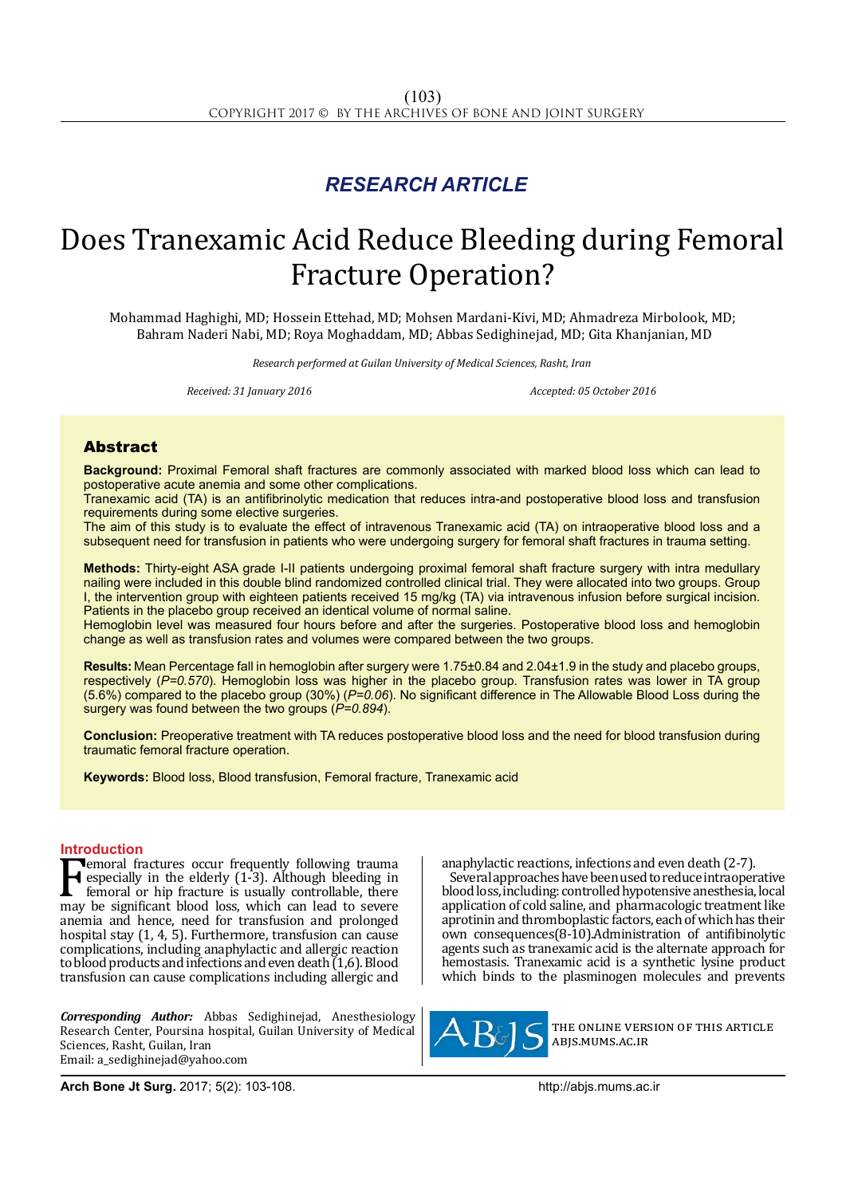*RESEARCH ARTICLE*

# Does Tranexamic Acid Reduce Bleeding during Femoral Fracture Operation?

Mohammad Haghighi, MD; Hossein Ettehad, MD; Mohsen Mardani-Kivi, MD; Ahmadreza Mirbolook, MD; Bahram Naderi Nabi, MD; Roya Moghaddam, MD; Abbas Sedighinejad, MD; Gita Khanjanian, MD

*Research performed at Guilan University of Medical Sciences, Rasht, Iran*

*Received: 31 January 2016* *Accepted: 05 October 2016*

## Abstract

**Background:** Proximal Femoral shaft fractures are commonly associated with marked blood loss which can lead to postoperative acute anemia and some other complications.

Tranexamic acid (TA) is an antifibrinolytic medication that reduces intra-and postoperative blood loss and transfusion requirements during some elective surgeries.

The aim of this study is to evaluate the effect of intravenous Tranexamic acid (TA) on intraoperative blood loss and a subsequent need for transfusion in patients who were undergoing surgery for femoral shaft fractures in trauma setting.

**Methods:** Thirty-eight ASA grade I-II patients undergoing proximal femoral shaft fracture surgery with intra medullary nailing were included in this double blind randomized controlled clinical trial. They were allocated into two groups. Group I, the intervention group with eighteen patients received 15 mg/kg (TA) via intravenous infusion before surgical incision. Patients in the placebo group received an identical volume of normal saline.

Hemoglobin level was measured four hours before and after the surgeries. Postoperative blood loss and hemoglobin change as well as transfusion rates and volumes were compared between the two groups.

**Results:** Mean Percentage fall in hemoglobin after surgery were 1.75±0.84 and 2.04±1.9 in the study and placebo groups, respectively (*P=0.570*). Hemoglobin loss was higher in the placebo group. Transfusion rates was lower in TA group (5.6%) compared to the placebo group (30%) (*P=0.06*). No significant difference in The Allowable Blood Loss during the surgery was found between the two groups (*P=0.894*).

**Conclusion:** Preoperative treatment with TA reduces postoperative blood loss and the need for blood transfusion during traumatic femoral fracture operation.

**Keywords:** Blood loss, Blood transfusion, Femoral fracture, Tranexamic acid

## Introduction

Femoral fractures occur frequently following trauma especially in the elderly (1-3). Although bleeding in femoral or hip fracture is usually controllable, there may be significant blood loss, which can lead to severe anemia and hence, need for transfusion and prolonged hospital stay (1, 4, 5). Furthermore, transfusion can cause complications, including anaphylactic and allergic reaction to blood products and infections and even death (1,6). Blood transfusion can cause complications including allergic and anaphylactic reactions, infections and even death (2-7).

Several approaches have been used to reduce intraoperative blood loss, including: controlled hypotensive anesthesia, local application of cold saline, and pharmacologic treatment like aprotinin and thromboplastic factors, each of which has their own consequences(8-10).Administration of antifibinolytic agents such as tranexamic acid is the alternate approach for hemostasis. Tranexamic acid is a synthetic lysine product which binds to the plasminogen molecules and prevents

***Corresponding Author:*** Abbas Sedighinejad, Anesthesiology Research Center, Poursina hospital, Guilan University of Medical Sciences, Rasht, Guilan, Iran
Email: a_sedighinejad@yahoo.com

THE ONLINE VERSION OF THIS ARTICLE ABJS.MUMS.AC.IR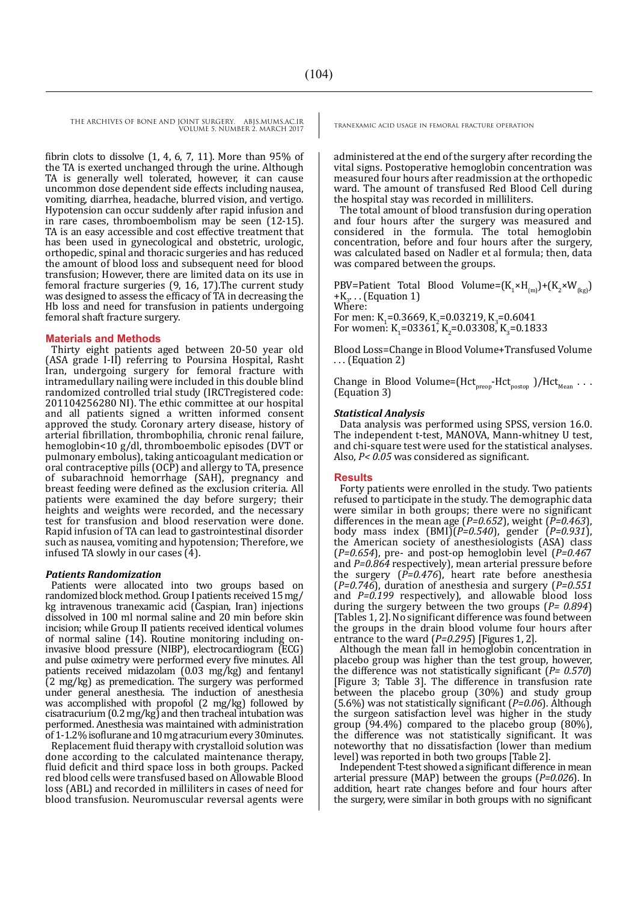fibrin clots to dissolve (1, 4, 6, 7, 11). More than 95% of the TA is exerted unchanged through the urine. Although TA is generally well tolerated, however, it can cause uncommon dose dependent side effects including nausea, vomiting, diarrhea, headache, blurred vision, and vertigo. Hypotension can occur suddenly after rapid infusion and in rare cases, thromboembolism may be seen (12-15). TA is an easy accessible and cost effective treatment that has been used in gynecological and obstetric, urologic, orthopedic, spinal and thoracic surgeries and has reduced the amount of blood loss and subsequent need for blood transfusion; However, there are limited data on its use in femoral fracture surgeries (9, 16, 17).The current study was designed to assess the efficacy of TA in decreasing the Hb loss and need for transfusion in patients undergoing femoral shaft fracture surgery.

## Materials and Methods

Thirty eight patients aged between 20-50 year old (ASA grade I-II) referring to Poursina Hospital, Rasht Iran, undergoing surgery for femoral fracture with intramedullary nailing were included in this double blind randomized controlled trial study (IRCTregistered code: 201104256280 NI). The ethic committee at our hospital and all patients signed a written informed consent approved the study. Coronary artery disease, history of arterial fibrillation, thrombophilia, chronic renal failure, hemoglobin<10 g/dl, thromboembolic episodes (DVT or pulmonary embolus), taking anticoagulant medication or oral contraceptive pills (OCP) and allergy to TA, presence of subarachnoid hemorrhage (SAH), pregnancy and breast feeding were defined as the exclusion criteria. All patients were examined the day before surgery; their heights and weights were recorded, and the necessary test for transfusion and blood reservation were done. Rapid infusion of TA can lead to gastrointestinal disorder such as nausea, vomiting and hypotension; Therefore, we infused TA slowly in our cases (4).

### *Patients Randomization*

Patients were allocated into two groups based on randomized block method. Group I patients received 15 mg/kg intravenous tranexamic acid (Caspian, Iran) injections dissolved in 100 ml normal saline and 20 min before skin incision; while Group II patients received identical volumes of normal saline (14). Routine monitoring including on-invasive blood pressure (NIBP), electrocardiogram (ECG) and pulse oximetry were performed every five minutes. All patients received midazolam (0.03 mg/kg) and fentanyl (2 mg/kg) as premedication. The surgery was performed under general anesthesia. The induction of anesthesia was accomplished with propofol (2 mg/kg) followed by cisatracurium (0.2 mg/kg) and then tracheal intubation was performed. Anesthesia was maintained with administration of 1-1.2% isoflurane and 10 mg atracurium every 30minutes.

Replacement fluid therapy with crystalloid solution was done according to the calculated maintenance therapy, fluid deficit and third space loss in both groups. Packed red blood cells were transfused based on Allowable Blood loss (ABL) and recorded in milliliters in cases of need for blood transfusion. Neuromuscular reversal agents were administered at the end of the surgery after recording the vital signs. Postoperative hemoglobin concentration was measured four hours after readmission at the orthopedic ward. The amount of transfused Red Blood Cell during the hospital stay was recorded in milliliters.

The total amount of blood transfusion during operation and four hours after the surgery was measured and considered in the formula. The total hemoglobin concentration, before and four hours after the surgery, was calculated based on Nadler et al formula; then, data was compared between the groups.

PBV=Patient Total Blood Volume=$(K_1 \times H_{(m)})+(K_2 \times W_{(kg)})+K_3$. . . (Equation 1)

Where:

For men: $K_1$=0.3669, $K_2$=0.03219, $K_3$=0.6041

For women: $K_1$=03361, $K_2$=0.03308, $K_3$=0.1833

Blood Loss=Change in Blood Volume+Transfused Volume . . . (Equation 2)

Change in Blood Volume=$(Hct_{preop}-Hct_{postop})/Hct_{Mean}$ . . . (Equation 3)

### *Statistical Analysis*

Data analysis was performed using SPSS, version 16.0. The independent t-test, MANOVA, Mann-whitney U test, and chi-square test were used for the statistical analyses. Also, $P< 0.05$ was considered as significant.

## Results

Forty patients were enrolled in the study. Two patients refused to participate in the study. The demographic data were similar in both groups; there were no significant differences in the mean age (*P=0.652*), weight (*P=0.463*), body mass index (BMI)(*P=0.540*), gender (*P=0.931*), the American society of anesthesiologists (ASA) class (*P=0.654*), pre- and post-op hemoglobin level (*P=0.467* and *P=0.864* respectively), mean arterial pressure before the surgery (*P=0.476*), heart rate before anesthesia (*P=0.746*), duration of anesthesia and surgery (*P=0.551* and *P=0.199* respectively), and allowable blood loss during the surgery between the two groups (*P= 0.894*) [Tables 1, 2]. No significant difference was found between the groups in the drain blood volume four hours after entrance to the ward (*P=0.295*) [Figures 1, 2].

Although the mean fall in hemoglobin concentration in placebo group was higher than the test group, however, the difference was not statistically significant (*P= 0.570*) [Figure 3; Table 3]. The difference in transfusion rate between the placebo group (30%) and study group (5.6%) was not statistically significant (*P=0.06*). Although the surgeon satisfaction level was higher in the study group (94.4%) compared to the placebo group (80%), the difference was not statistically significant. It was noteworthy that no dissatisfaction (lower than medium level) was reported in both two groups [Table 2].

Independent T-test showed a significant difference in mean arterial pressure (MAP) between the groups (*P=0.026*). In addition, heart rate changes before and four hours after the surgery, were similar in both groups with no significant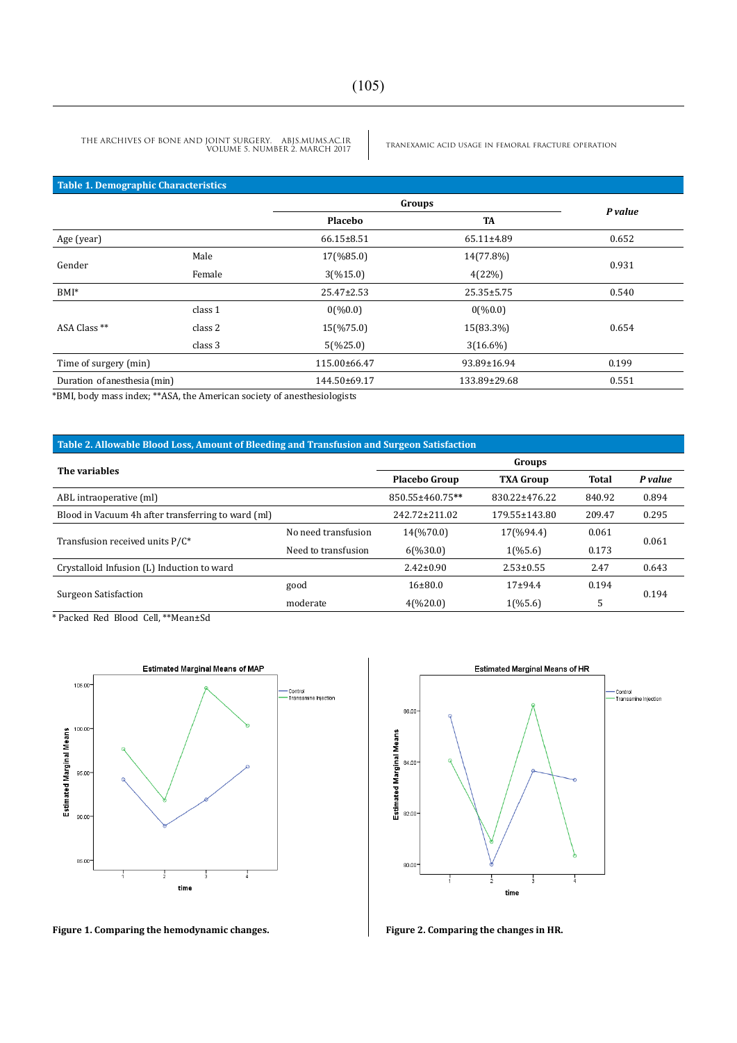**Table 1. Demographic Characteristics**

| | | Groups | | P value |
|---|---|---|---|---|
| | | Placebo | TA | |
| Age (year) | | 66.15±8.51 | 65.11±4.89 | 0.652 |
| Gender | Male | 17(%85.0) | 14(77.8%) | 0.931 |
| | Female | 3(%15.0) | 4(22%) | |
| BMI* | | 25.47±2.53 | 25.35±5.75 | 0.540 |
| ASA Class ** | class 1 | 0(%0.0) | 0(%0.0) | 0.654 |
| | class 2 | 15(%75.0) | 15(83.3%) | |
| | class 3 | 5(%25.0) | 3(16.6%) | |
| Time of surgery (min) | | 115.00±66.47 | 93.89±16.94 | 0.199 |
| Duration of anesthesia (min) | | 144.50±69.17 | 133.89±29.68 | 0.551 |

*BMI, body mass index; **ASA, the American society of anesthesiologists

**Table 2. Allowable Blood Loss, Amount of Bleeding and Transfusion and Surgeon Satisfaction**

| The variables | | Groups | | | |
|---|---|---|---|---|---|
| | | Placebo Group | TXA Group | Total | P value |
| ABL intraoperative (ml) | | 850.55±460.75** | 830.22±476.22 | 840.92 | 0.894 |
| Blood in Vacuum 4h after transferring to ward (ml) | | 242.72±211.02 | 179.55±143.80 | 209.47 | 0.295 |
| Transfusion received units P/C* | No need transfusion | 14(%70.0) | 17(%94.4) | 0.061 | 0.061 |
| | Need to transfusion | 6(%30.0) | 1(%5.6) | 0.173 | |
| Crystalloid Infusion (L) Induction to ward | | 2.42±0.90 | 2.53±0.55 | 2.47 | 0.643 |
| Surgeon Satisfaction | good | 16±80.0 | 17±94.4 | 0.194 | 0.194 |
| | moderate | 4(%20.0) | 1(%5.6) | 5 | |

\* Packed Red Blood Cell, **Mean±Sd

**Figure 1. Comparing the hemodynamic changes.**

**Figure 2. Comparing the changes in HR.**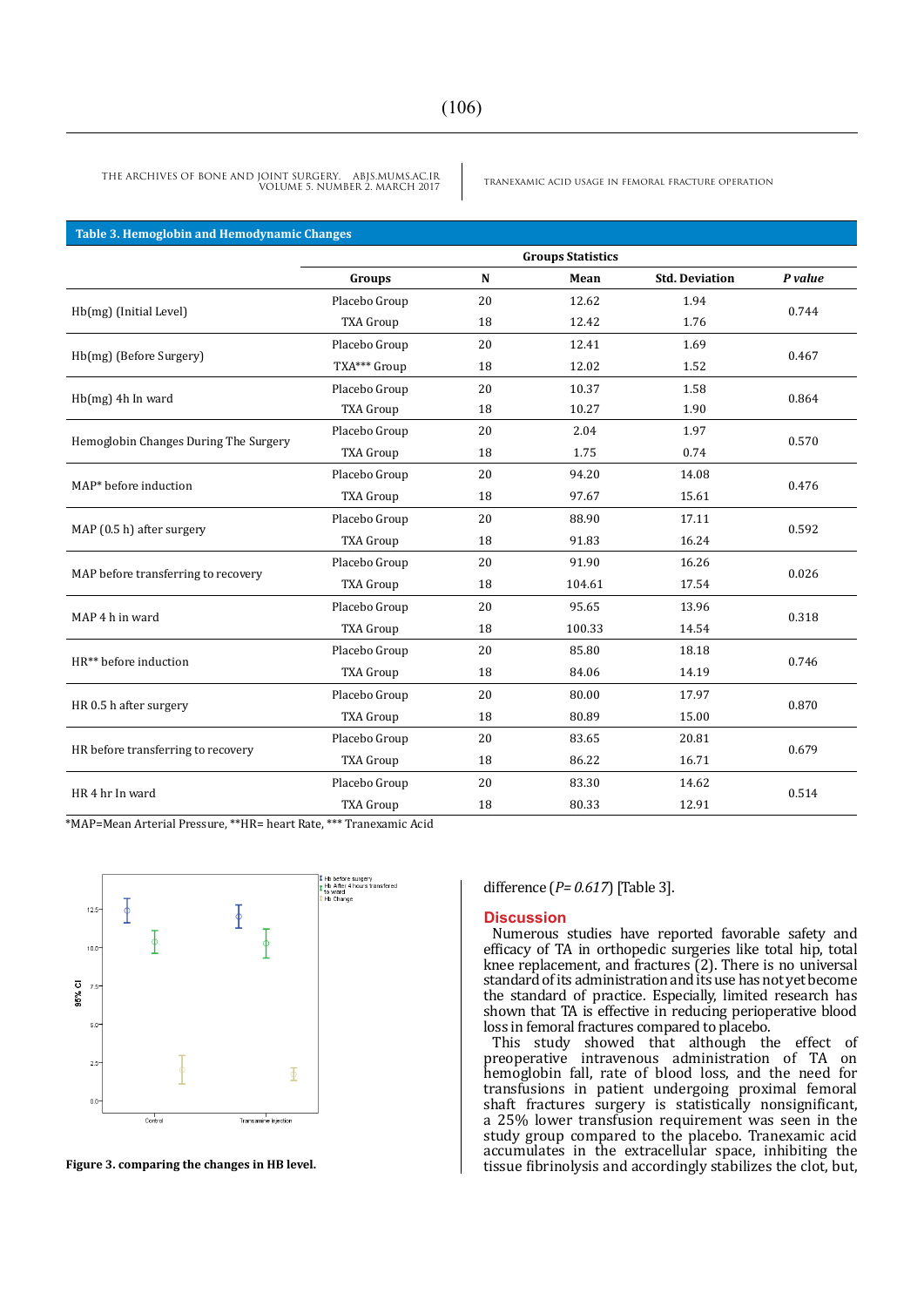**Table 3. Hemoglobin and Hemodynamic Changes**

| | Groups Statistics | | | | |
|---|---|---|---|---|---|
| | **Groups** | **N** | **Mean** | **Std. Deviation** | ***P value*** |
| Hb(mg) (Initial Level) | Placebo Group | 20 | 12.62 | 1.94 | 0.744 |
| | TXA Group | 18 | 12.42 | 1.76 | |
| Hb(mg) (Before Surgery) | Placebo Group | 20 | 12.41 | 1.69 | 0.467 |
| | TXA*** Group | 18 | 12.02 | 1.52 | |
| Hb(mg) 4h In ward | Placebo Group | 20 | 10.37 | 1.58 | 0.864 |
| | TXA Group | 18 | 10.27 | 1.90 | |
| Hemoglobin Changes During The Surgery | Placebo Group | 20 | 2.04 | 1.97 | 0.570 |
| | TXA Group | 18 | 1.75 | 0.74 | |
| MAP* before induction | Placebo Group | 20 | 94.20 | 14.08 | 0.476 |
| | TXA Group | 18 | 97.67 | 15.61 | |
| MAP (0.5 h) after surgery | Placebo Group | 20 | 88.90 | 17.11 | 0.592 |
| | TXA Group | 18 | 91.83 | 16.24 | |
| MAP before transferring to recovery | Placebo Group | 20 | 91.90 | 16.26 | 0.026 |
| | TXA Group | 18 | 104.61 | 17.54 | |
| MAP 4 h in ward | Placebo Group | 20 | 95.65 | 13.96 | 0.318 |
| | TXA Group | 18 | 100.33 | 14.54 | |
| HR** before induction | Placebo Group | 20 | 85.80 | 18.18 | 0.746 |
| | TXA Group | 18 | 84.06 | 14.19 | |
| HR 0.5 h after surgery | Placebo Group | 20 | 80.00 | 17.97 | 0.870 |
| | TXA Group | 18 | 80.89 | 15.00 | |
| HR before transferring to recovery | Placebo Group | 20 | 83.65 | 20.81 | 0.679 |
| | TXA Group | 18 | 86.22 | 16.71 | |
| HR 4 hr In ward | Placebo Group | 20 | 83.30 | 14.62 | 0.514 |
| | TXA Group | 18 | 80.33 | 12.91 | |

*MAP=Mean Arterial Pressure, **HR= heart Rate, *** Tranexamic Acid

**Figure 3. comparing the changes in HB level.**

difference ($P= 0.617$) [Table 3].

## Discussion

Numerous studies have reported favorable safety and efficacy of TA in orthopedic surgeries like total hip, total knee replacement, and fractures (2). There is no universal standard of its administration and its use has not yet become the standard of practice. Especially, limited research has shown that TA is effective in reducing perioperative blood loss in femoral fractures compared to placebo.

This study showed that although the effect of preoperative intravenous administration of TA on hemoglobin fall, rate of blood loss, and the need for transfusions in patient undergoing proximal femoral shaft fractures surgery is statistically nonsignificant, a 25% lower transfusion requirement was seen in the study group compared to the placebo. Tranexamic acid accumulates in the extracellular space, inhibiting the tissue fibrinolysis and accordingly stabilizes the clot, but,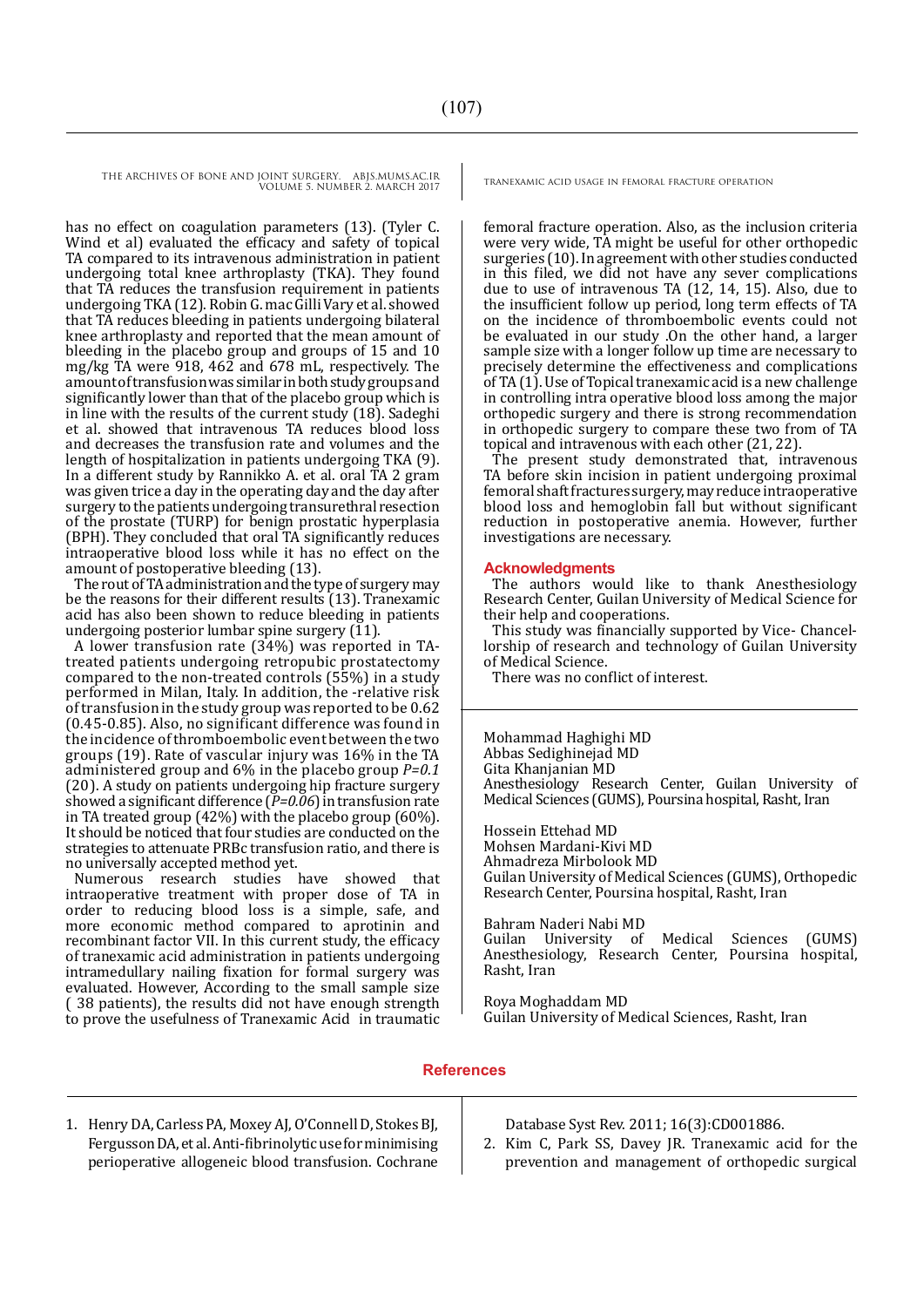has no effect on coagulation parameters (13). (Tyler C. Wind et al) evaluated the efficacy and safety of topical TA compared to its intravenous administration in patient undergoing total knee arthroplasty (TKA). They found that TA reduces the transfusion requirement in patients undergoing TKA (12). Robin G. mac Gilli Vary et al. showed that TA reduces bleeding in patients undergoing bilateral knee arthroplasty and reported that the mean amount of bleeding in the placebo group and groups of 15 and 10 mg/kg TA were 918, 462 and 678 mL, respectively. The amount of transfusion was similar in both study groups and significantly lower than that of the placebo group which is in line with the results of the current study (18). Sadeghi et al. showed that intravenous TA reduces blood loss and decreases the transfusion rate and volumes and the length of hospitalization in patients undergoing TKA (9). In a different study by Rannikko A. et al. oral TA 2 gram was given trice a day in the operating day and the day after surgery to the patients undergoing transurethral resection of the prostate (TURP) for benign prostatic hyperplasia (BPH). They concluded that oral TA significantly reduces intraoperative blood loss while it has no effect on the amount of postoperative bleeding (13).

The rout of TA administration and the type of surgery may be the reasons for their different results (13). Tranexamic acid has also been shown to reduce bleeding in patients undergoing posterior lumbar spine surgery (11).

A lower transfusion rate (34%) was reported in TA-treated patients undergoing retropubic prostatectomy compared to the non-treated controls (55%) in a study performed in Milan, Italy. In addition, the -relative risk of transfusion in the study group was reported to be 0.62 (0.45-0.85). Also, no significant difference was found in the incidence of thromboembolic event between the two groups (19). Rate of vascular injury was 16% in the TA administered group and 6% in the placebo group $P=0.1$ (20). A study on patients undergoing hip fracture surgery showed a significant difference ($P=0.06$) in transfusion rate in TA treated group (42%) with the placebo group (60%). It should be noticed that four studies are conducted on the strategies to attenuate PRBc transfusion ratio, and there is no universally accepted method yet.

Numerous research studies have showed that intraoperative treatment with proper dose of TA in order to reducing blood loss is a simple, safe, and more economic method compared to aprotinin and recombinant factor VII. In this current study, the efficacy of tranexamic acid administration in patients undergoing intramedullary nailing fixation for formal surgery was evaluated. However, According to the small sample size ( 38 patients), the results did not have enough strength to prove the usefulness of Tranexamic Acid in traumatic femoral fracture operation. Also, as the inclusion criteria were very wide, TA might be useful for other orthopedic surgeries (10). In agreement with other studies conducted in this filed, we did not have any sever complications due to use of intravenous TA (12, 14, 15). Also, due to the insufficient follow up period, long term effects of TA on the incidence of thromboembolic events could not be evaluated in our study .On the other hand, a larger sample size with a longer follow up time are necessary to precisely determine the effectiveness and complications of TA (1). Use of Topical tranexamic acid is a new challenge in controlling intra operative blood loss among the major orthopedic surgery and there is strong recommendation in orthopedic surgery to compare these two from of TA topical and intravenous with each other (21, 22).

The present study demonstrated that, intravenous TA before skin incision in patient undergoing proximal femoral shaft fractures surgery, may reduce intraoperative blood loss and hemoglobin fall but without significant reduction in postoperative anemia. However, further investigations are necessary.

## Acknowledgments

The authors would like to thank Anesthesiology Research Center, Guilan University of Medical Science for their help and cooperations.

This study was financially supported by Vice- Chancellorship of research and technology of Guilan University of Medical Science.

There was no conflict of interest.

Mohammad Haghighi MD
Abbas Sedighinejad MD
Gita Khanjanian MD
Anesthesiology Research Center, Guilan University of Medical Sciences (GUMS), Poursina hospital, Rasht, Iran

Hossein Ettehad MD
Mohsen Mardani-Kivi MD
Ahmadreza Mirbolook MD
Guilan University of Medical Sciences (GUMS), Orthopedic Research Center, Poursina hospital, Rasht, Iran

Bahram Naderi Nabi MD
Guilan University of Medical Sciences (GUMS) Anesthesiology, Research Center, Poursina hospital, Rasht, Iran

Roya Moghaddam MD
Guilan University of Medical Sciences, Rasht, Iran

## References

1. Henry DA, Carless PA, Moxey AJ, O'Connell D, Stokes BJ, Fergusson DA, et al. Anti-fibrinolytic use for minimising perioperative allogeneic blood transfusion. Cochrane Database Syst Rev. 2011; 16(3):CD001886.
2. Kim C, Park SS, Davey JR. Tranexamic acid for the prevention and management of orthopedic surgical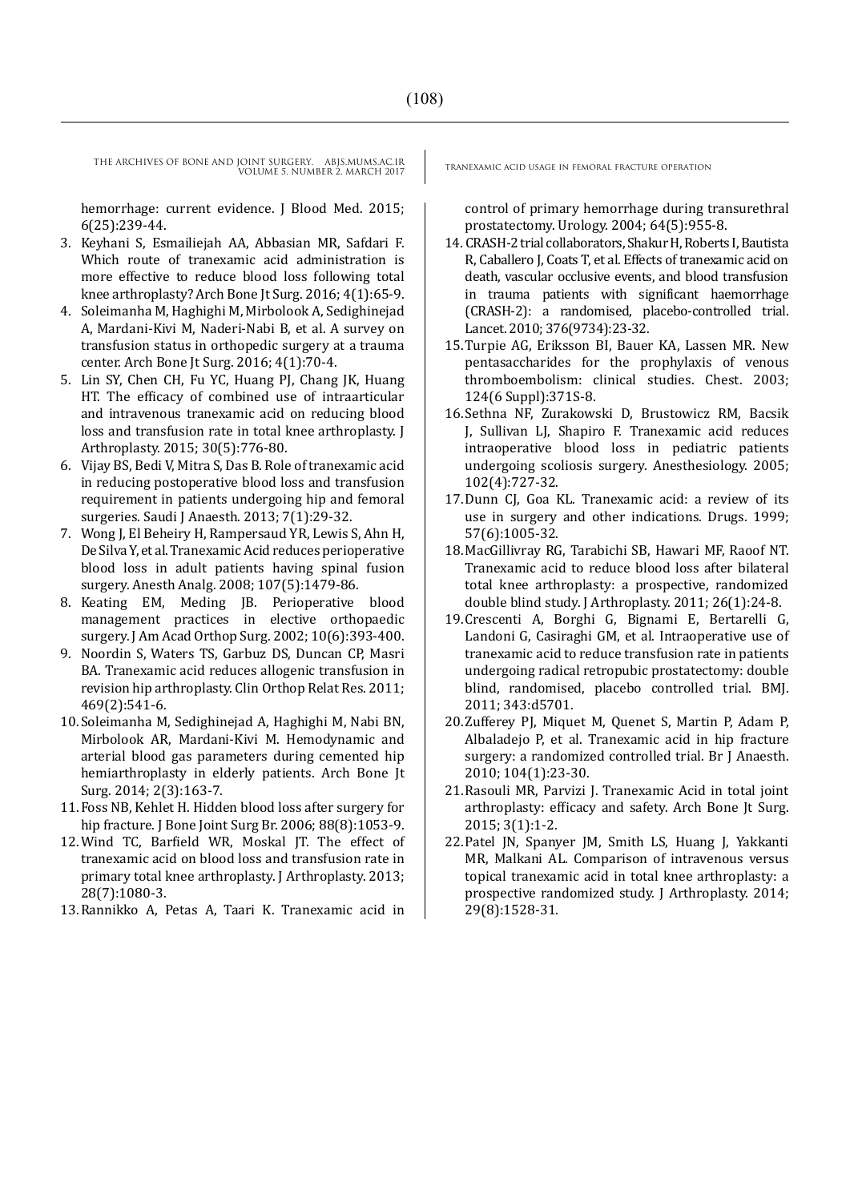hemorrhage: current evidence. J Blood Med. 2015; 6(25):239-44.

3. Keyhani S, Esmailiejah AA, Abbasian MR, Safdari F. Which route of tranexamic acid administration is more effective to reduce blood loss following total knee arthroplasty? Arch Bone Jt Surg. 2016; 4(1):65-9.
4. Soleimanha M, Haghighi M, Mirbolook A, Sedighinejad A, Mardani-Kivi M, Naderi-Nabi B, et al. A survey on transfusion status in orthopedic surgery at a trauma center. Arch Bone Jt Surg. 2016; 4(1):70-4.
5. Lin SY, Chen CH, Fu YC, Huang PJ, Chang JK, Huang HT. The efficacy of combined use of intraarticular and intravenous tranexamic acid on reducing blood loss and transfusion rate in total knee arthroplasty. J Arthroplasty. 2015; 30(5):776-80.
6. Vijay BS, Bedi V, Mitra S, Das B. Role of tranexamic acid in reducing postoperative blood loss and transfusion requirement in patients undergoing hip and femoral surgeries. Saudi J Anaesth. 2013; 7(1):29-32.
7. Wong J, El Beheiry H, Rampersaud YR, Lewis S, Ahn H, De Silva Y, et al. Tranexamic Acid reduces perioperative blood loss in adult patients having spinal fusion surgery. Anesth Analg. 2008; 107(5):1479-86.
8. Keating EM, Meding JB. Perioperative blood management practices in elective orthopaedic surgery. J Am Acad Orthop Surg. 2002; 10(6):393-400.
9. Noordin S, Waters TS, Garbuz DS, Duncan CP, Masri BA. Tranexamic acid reduces allogenic transfusion in revision hip arthroplasty. Clin Orthop Relat Res. 2011; 469(2):541-6.
10. Soleimanha M, Sedighinejad A, Haghighi M, Nabi BN, Mirbolook AR, Mardani-Kivi M. Hemodynamic and arterial blood gas parameters during cemented hip hemiarthroplasty in elderly patients. Arch Bone Jt Surg. 2014; 2(3):163-7.
11. Foss NB, Kehlet H. Hidden blood loss after surgery for hip fracture. J Bone Joint Surg Br. 2006; 88(8):1053-9.
12. Wind TC, Barfield WR, Moskal JT. The effect of tranexamic acid on blood loss and transfusion rate in primary total knee arthroplasty. J Arthroplasty. 2013; 28(7):1080-3.
13. Rannikko A, Petas A, Taari K. Tranexamic acid in control of primary hemorrhage during transurethral prostatectomy. Urology. 2004; 64(5):955-8.
14. CRASH-2 trial collaborators, Shakur H, Roberts I, Bautista R, Caballero J, Coats T, et al. Effects of tranexamic acid on death, vascular occlusive events, and blood transfusion in trauma patients with significant haemorrhage (CRASH-2): a randomised, placebo-controlled trial. Lancet. 2010; 376(9734):23-32.
15. Turpie AG, Eriksson BI, Bauer KA, Lassen MR. New pentasaccharides for the prophylaxis of venous thromboembolism: clinical studies. Chest. 2003; 124(6 Suppl):371S-8.
16. Sethna NF, Zurakowski D, Brustowicz RM, Bacsik J, Sullivan LJ, Shapiro F. Tranexamic acid reduces intraoperative blood loss in pediatric patients undergoing scoliosis surgery. Anesthesiology. 2005; 102(4):727-32.
17. Dunn CJ, Goa KL. Tranexamic acid: a review of its use in surgery and other indications. Drugs. 1999; 57(6):1005-32.
18. MacGillivray RG, Tarabichi SB, Hawari MF, Raoof NT. Tranexamic acid to reduce blood loss after bilateral total knee arthroplasty: a prospective, randomized double blind study. J Arthroplasty. 2011; 26(1):24-8.
19. Crescenti A, Borghi G, Bignami E, Bertarelli G, Landoni G, Casiraghi GM, et al. Intraoperative use of tranexamic acid to reduce transfusion rate in patients undergoing radical retropubic prostatectomy: double blind, randomised, placebo controlled trial. BMJ. 2011; 343:d5701.
20. Zufferey PJ, Miquet M, Quenet S, Martin P, Adam P, Albaladejo P, et al. Tranexamic acid in hip fracture surgery: a randomized controlled trial. Br J Anaesth. 2010; 104(1):23-30.
21. Rasouli MR, Parvizi J. Tranexamic Acid in total joint arthroplasty: efficacy and safety. Arch Bone Jt Surg. 2015; 3(1):1-2.
22. Patel JN, Spanyer JM, Smith LS, Huang J, Yakkanti MR, Malkani AL. Comparison of intravenous versus topical tranexamic acid in total knee arthroplasty: a prospective randomized study. J Arthroplasty. 2014; 29(8):1528-31.